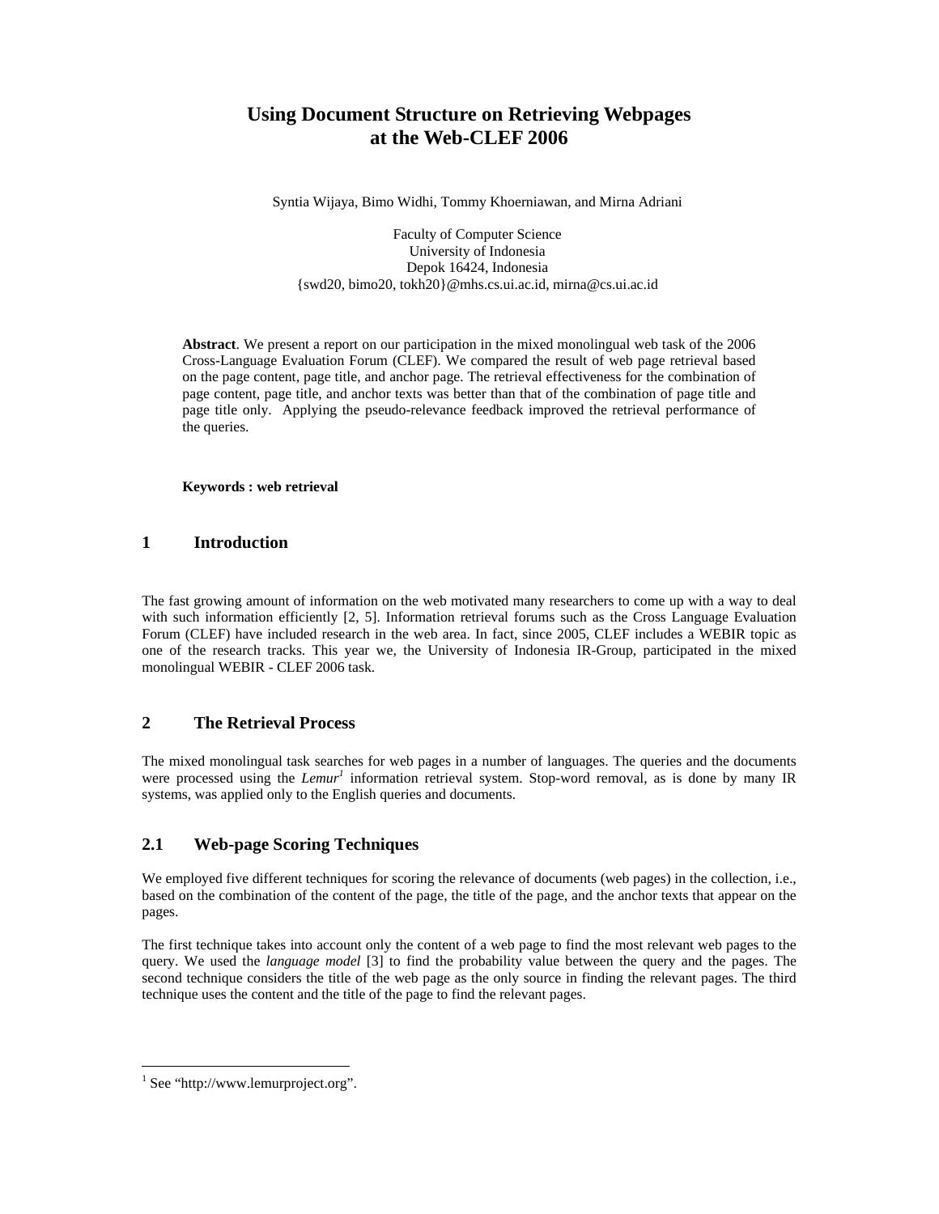# Using Document Structure on Retrieving Webpages at the Web-CLEF 2006

Syntia Wijaya, Bimo Widhi, Tommy Khoerniawan, and Mirna Adriani

Faculty of Computer Science
University of Indonesia
Depok 16424, Indonesia
{swd20, bimo20, tokh20}@mhs.cs.ui.ac.id, mirna@cs.ui.ac.id

**Abstract**. We present a report on our participation in the mixed monolingual web task of the 2006 Cross-Language Evaluation Forum (CLEF). We compared the result of web page retrieval based on the page content, page title, and anchor page. The retrieval effectiveness for the combination of page content, page title, and anchor texts was better than that of the combination of page title and page title only. Applying the pseudo-relevance feedback improved the retrieval performance of the queries.

**Keywords : web retrieval**

## 1 Introduction

The fast growing amount of information on the web motivated many researchers to come up with a way to deal with such information efficiently [2, 5]. Information retrieval forums such as the Cross Language Evaluation Forum (CLEF) have included research in the web area. In fact, since 2005, CLEF includes a WEBIR topic as one of the research tracks. This year we, the University of Indonesia IR-Group, participated in the mixed monolingual WEBIR - CLEF 2006 task.

## 2 The Retrieval Process

The mixed monolingual task searches for web pages in a number of languages. The queries and the documents were processed using the *Lemur*[1] information retrieval system. Stop-word removal, as is done by many IR systems, was applied only to the English queries and documents.

### 2.1 Web-page Scoring Techniques

We employed five different techniques for scoring the relevance of documents (web pages) in the collection, i.e., based on the combination of the content of the page, the title of the page, and the anchor texts that appear on the pages.

The first technique takes into account only the content of a web page to find the most relevant web pages to the query. We used the *language model* [3] to find the probability value between the query and the pages. The second technique considers the title of the web page as the only source in finding the relevant pages. The third technique uses the content and the title of the page to find the relevant pages.

[1] See "http://www.lemurproject.org".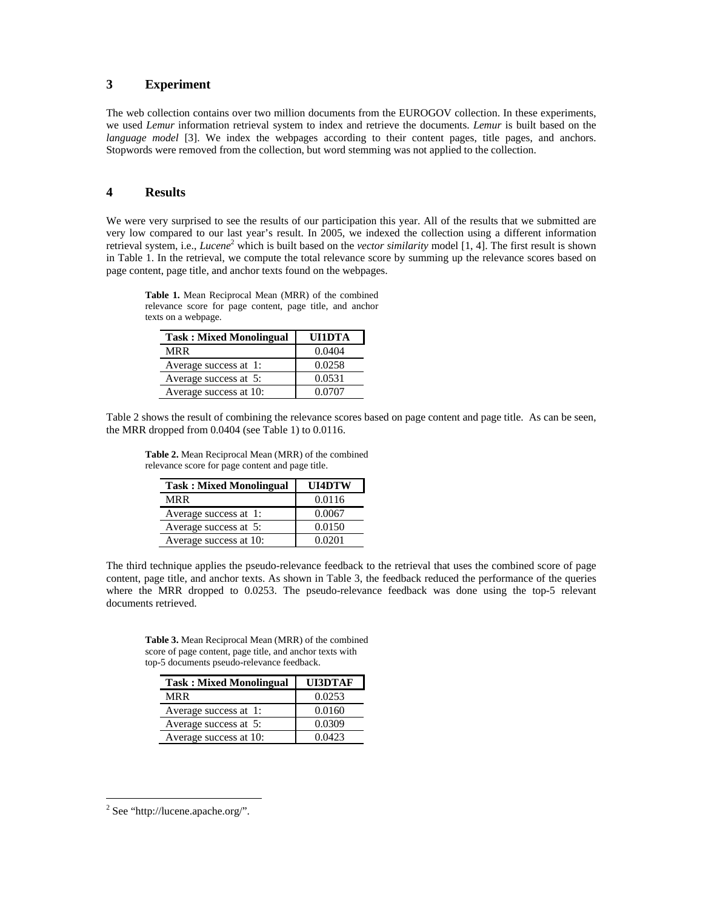## 3 Experiment

The web collection contains over two million documents from the EUROGOV collection. In these experiments, we used *Lemur* information retrieval system to index and retrieve the documents. *Lemur* is built based on the *language model* [3]. We index the webpages according to their content pages, title pages, and anchors. Stopwords were removed from the collection, but word stemming was not applied to the collection.

## 4 Results

We were very surprised to see the results of our participation this year. All of the results that we submitted are very low compared to our last year's result. In 2005, we indexed the collection using a different information retrieval system, i.e., *Lucene*[2] which is built based on the *vector similarity* model [1, 4]. The first result is shown in Table 1. In the retrieval, we compute the total relevance score by summing up the relevance scores based on page content, page title, and anchor texts found on the webpages.

**Table 1.** Mean Reciprocal Mean (MRR) of the combined relevance score for page content, page title, and anchor texts on a webpage.

| Task : Mixed Monolingual | UI1DTA |
|---|---|
| MRR | 0.0404 |
| Average success at 1: | 0.0258 |
| Average success at 5: | 0.0531 |
| Average success at 10: | 0.0707 |

Table 2 shows the result of combining the relevance scores based on page content and page title. As can be seen, the MRR dropped from 0.0404 (see Table 1) to 0.0116.

**Table 2.** Mean Reciprocal Mean (MRR) of the combined relevance score for page content and page title.

| Task : Mixed Monolingual | UI4DTW |
|---|---|
| MRR | 0.0116 |
| Average success at 1: | 0.0067 |
| Average success at 5: | 0.0150 |
| Average success at 10: | 0.0201 |

The third technique applies the pseudo-relevance feedback to the retrieval that uses the combined score of page content, page title, and anchor texts. As shown in Table 3, the feedback reduced the performance of the queries where the MRR dropped to 0.0253. The pseudo-relevance feedback was done using the top-5 relevant documents retrieved.

**Table 3.** Mean Reciprocal Mean (MRR) of the combined score of page content, page title, and anchor texts with top-5 documents pseudo-relevance feedback.

| Task : Mixed Monolingual | UI3DTAF |
|---|---|
| MRR | 0.0253 |
| Average success at 1: | 0.0160 |
| Average success at 5: | 0.0309 |
| Average success at 10: | 0.0423 |

[2] See "http://lucene.apache.org/".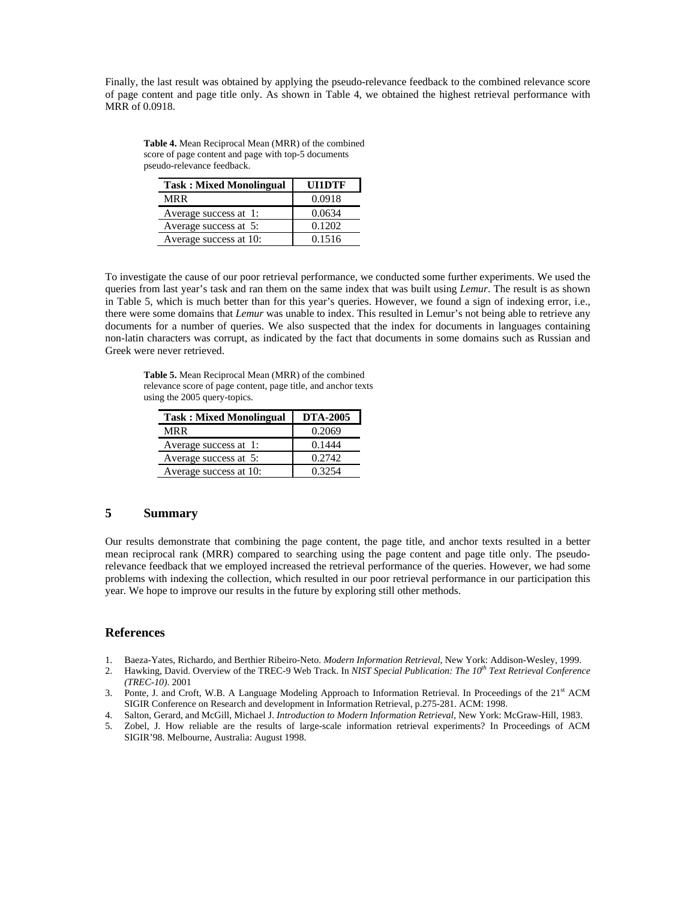Finally, the last result was obtained by applying the pseudo-relevance feedback to the combined relevance score of page content and page title only. As shown in Table 4, we obtained the highest retrieval performance with MRR of 0.0918.

**Table 4.** Mean Reciprocal Mean (MRR) of the combined score of page content and page with top-5 documents pseudo-relevance feedback.

| Task : Mixed Monolingual | UI1DTF |
| --- | --- |
| MRR | 0.0918 |
| Average success at 1: | 0.0634 |
| Average success at 5: | 0.1202 |
| Average success at 10: | 0.1516 |

To investigate the cause of our poor retrieval performance, we conducted some further experiments. We used the queries from last year's task and ran them on the same index that was built using *Lemur*. The result is as shown in Table 5, which is much better than for this year's queries. However, we found a sign of indexing error, i.e., there were some domains that *Lemur* was unable to index. This resulted in Lemur's not being able to retrieve any documents for a number of queries. We also suspected that the index for documents in languages containing non-latin characters was corrupt, as indicated by the fact that documents in some domains such as Russian and Greek were never retrieved.

**Table 5.** Mean Reciprocal Mean (MRR) of the combined relevance score of page content, page title, and anchor texts using the 2005 query-topics.

| Task : Mixed Monolingual | DTA-2005 |
| --- | --- |
| MRR | 0.2069 |
| Average success at 1: | 0.1444 |
| Average success at 5: | 0.2742 |
| Average success at 10: | 0.3254 |

## 5 Summary

Our results demonstrate that combining the page content, the page title, and anchor texts resulted in a better mean reciprocal rank (MRR) compared to searching using the page content and page title only. The pseudo-relevance feedback that we employed increased the retrieval performance of the queries. However, we had some problems with indexing the collection, which resulted in our poor retrieval performance in our participation this year. We hope to improve our results in the future by exploring still other methods.

## References

1. Baeza-Yates, Richardo, and Berthier Ribeiro-Neto. *Modern Information Retrieval*, New York: Addison-Wesley, 1999.
2. Hawking, David. Overview of the TREC-9 Web Track. In *NIST Special Publication: The 10th Text Retrieval Conference (TREC-10)*. 2001
3. Ponte, J. and Croft, W.B. A Language Modeling Approach to Information Retrieval. In Proceedings of the 21st ACM SIGIR Conference on Research and development in Information Retrieval, p.275-281. ACM: 1998.
4. Salton, Gerard, and McGill, Michael J. *Introduction to Modern Information Retrieval*, New York: McGraw-Hill, 1983.
5. Zobel, J. How reliable are the results of large-scale information retrieval experiments? In Proceedings of ACM SIGIR'98. Melbourne, Australia: August 1998.